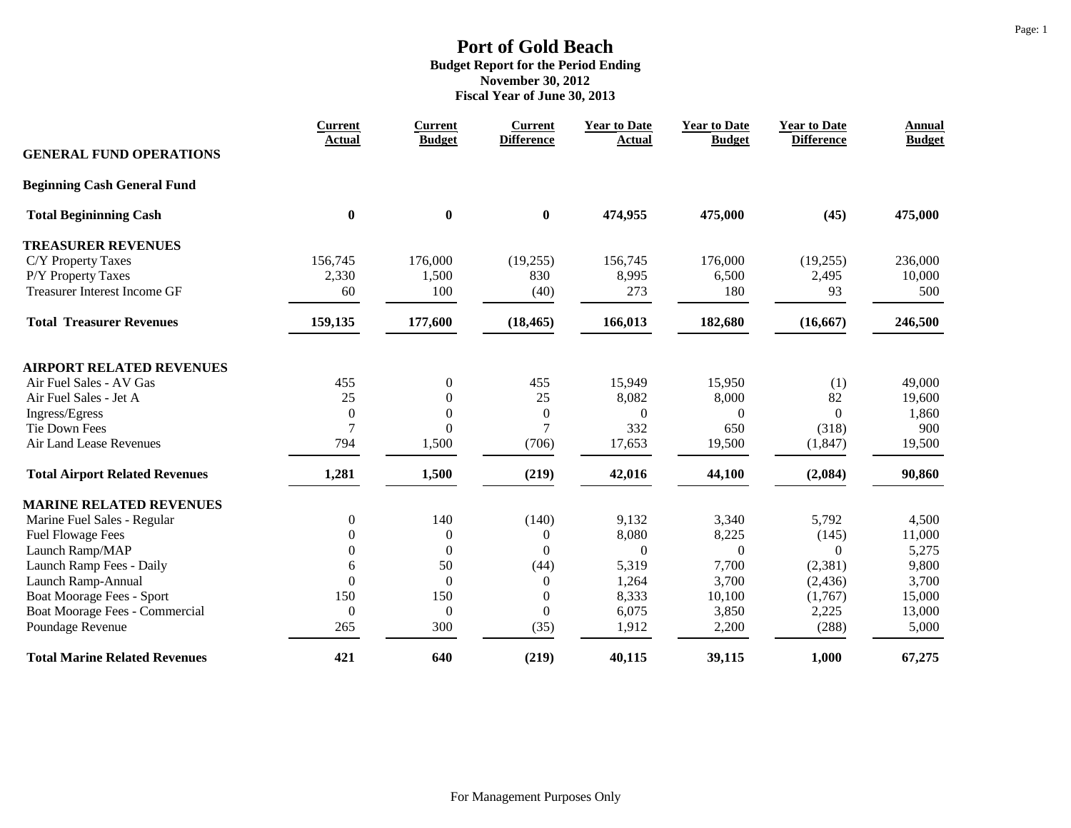# Port of Gold Beach

**Budget Report for the Period Ending**
**November 30, 2012**
**Fiscal Year of June 30, 2013**

| | Current Actual | Current Budget | Current Difference | Year to Date Actual | Year to Date Budget | Year to Date Difference | Annual Budget |
|---|---|---|---|---|---|---|---|
| **GENERAL FUND OPERATIONS** | | | | | | | |
| **Beginning Cash General Fund** | | | | | | | |
| **Total Begininning Cash** | **0** | **0** | **0** | **474,955** | **475,000** | **(45)** | **475,000** |
| **TREASURER REVENUES** | | | | | | | |
| C/Y Property Taxes | 156,745 | 176,000 | (19,255) | 156,745 | 176,000 | (19,255) | 236,000 |
| P/Y Property Taxes | 2,330 | 1,500 | 830 | 8,995 | 6,500 | 2,495 | 10,000 |
| Treasurer Interest Income GF | 60 | 100 | (40) | 273 | 180 | 93 | 500 |
| **Total Treasurer Revenues** | **159,135** | **177,600** | **(18,465)** | **166,013** | **182,680** | **(16,667)** | **246,500** |
| **AIRPORT RELATED REVENUES** | | | | | | | |
| Air Fuel Sales - AV Gas | 455 | 0 | 455 | 15,949 | 15,950 | (1) | 49,000 |
| Air Fuel Sales - Jet A | 25 | 0 | 25 | 8,082 | 8,000 | 82 | 19,600 |
| Ingress/Egress | 0 | 0 | 0 | 0 | 0 | 0 | 1,860 |
| Tie Down Fees | 7 | 0 | 7 | 332 | 650 | (318) | 900 |
| Air Land Lease Revenues | 794 | 1,500 | (706) | 17,653 | 19,500 | (1,847) | 19,500 |
| **Total Airport Related Revenues** | **1,281** | **1,500** | **(219)** | **42,016** | **44,100** | **(2,084)** | **90,860** |
| **MARINE RELATED REVENUES** | | | | | | | |
| Marine Fuel Sales - Regular | 0 | 140 | (140) | 9,132 | 3,340 | 5,792 | 4,500 |
| Fuel Flowage Fees | 0 | 0 | 0 | 8,080 | 8,225 | (145) | 11,000 |
| Launch Ramp/MAP | 0 | 0 | 0 | 0 | 0 | 0 | 5,275 |
| Launch Ramp Fees - Daily | 6 | 50 | (44) | 5,319 | 7,700 | (2,381) | 9,800 |
| Launch Ramp-Annual | 0 | 0 | 0 | 1,264 | 3,700 | (2,436) | 3,700 |
| Boat Moorage Fees - Sport | 150 | 150 | 0 | 8,333 | 10,100 | (1,767) | 15,000 |
| Boat Moorage Fees - Commercial | 0 | 0 | 0 | 6,075 | 3,850 | 2,225 | 13,000 |
| Poundage Revenue | 265 | 300 | (35) | 1,912 | 2,200 | (288) | 5,000 |
| **Total Marine Related Revenues** | **421** | **640** | **(219)** | **40,115** | **39,115** | **1,000** | **67,275** |

For Management Purposes Only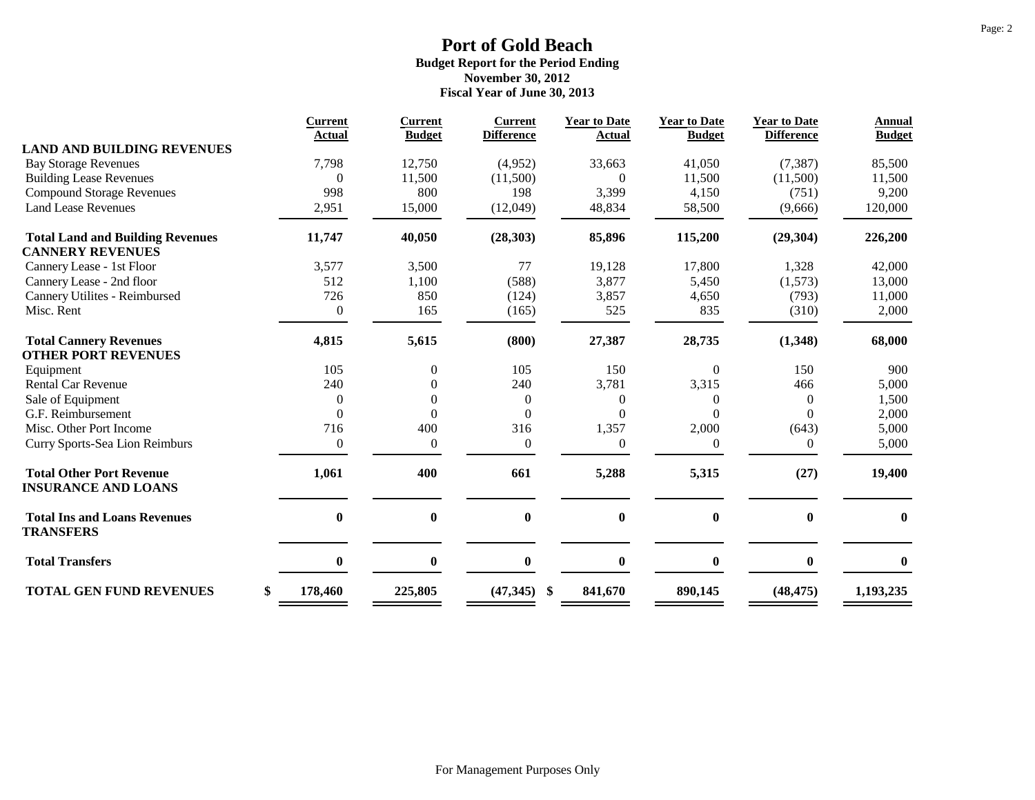# Port of Gold Beach

**Budget Report for the Period Ending**
**November 30, 2012**
**Fiscal Year of June 30, 2013**

| | Current Actual | Current Budget | Current Difference | Year to Date Actual | Year to Date Budget | Year to Date Difference | Annual Budget |
|---|---|---|---|---|---|---|---|
| **LAND AND BUILDING REVENUES** | | | | | | | |
| Bay Storage Revenues | 7,798 | 12,750 | (4,952) | 33,663 | 41,050 | (7,387) | 85,500 |
| Building Lease Revenues | 0 | 11,500 | (11,500) | 0 | 11,500 | (11,500) | 11,500 |
| Compound Storage Revenues | 998 | 800 | 198 | 3,399 | 4,150 | (751) | 9,200 |
| Land Lease Revenues | 2,951 | 15,000 | (12,049) | 48,834 | 58,500 | (9,666) | 120,000 |
| **Total Land and Building Revenues** | **11,747** | **40,050** | **(28,303)** | **85,896** | **115,200** | **(29,304)** | **226,200** |
| **CANNERY REVENUES** | | | | | | | |
| Cannery Lease - 1st Floor | 3,577 | 3,500 | 77 | 19,128 | 17,800 | 1,328 | 42,000 |
| Cannery Lease - 2nd floor | 512 | 1,100 | (588) | 3,877 | 5,450 | (1,573) | 13,000 |
| Cannery Utilites - Reimbursed | 726 | 850 | (124) | 3,857 | 4,650 | (793) | 11,000 |
| Misc. Rent | 0 | 165 | (165) | 525 | 835 | (310) | 2,000 |
| **Total Cannery Revenues** | **4,815** | **5,615** | **(800)** | **27,387** | **28,735** | **(1,348)** | **68,000** |
| **OTHER PORT REVENUES** | | | | | | | |
| Equipment | 105 | 0 | 105 | 150 | 0 | 150 | 900 |
| Rental Car Revenue | 240 | 0 | 240 | 3,781 | 3,315 | 466 | 5,000 |
| Sale of Equipment | 0 | 0 | 0 | 0 | 0 | 0 | 1,500 |
| G.F. Reimbursement | 0 | 0 | 0 | 0 | 0 | 0 | 2,000 |
| Misc. Other Port Income | 716 | 400 | 316 | 1,357 | 2,000 | (643) | 5,000 |
| Curry Sports-Sea Lion Reimburs | 0 | 0 | 0 | 0 | 0 | 0 | 5,000 |
| **Total Other Port Revenue** | **1,061** | **400** | **661** | **5,288** | **5,315** | **(27)** | **19,400** |
| **INSURANCE AND LOANS** | | | | | | | |
| **Total Ins and Loans Revenues** | **0** | **0** | **0** | **0** | **0** | **0** | **0** |
| **TRANSFERS** | | | | | | | |
| **Total Transfers** | **0** | **0** | **0** | **0** | **0** | **0** | **0** |
| **TOTAL GEN FUND REVENUES** | **$ 178,460** | **225,805** | **(47,345)** | **$ 841,670** | **890,145** | **(48,475)** | **1,193,235** |

For Management Purposes Only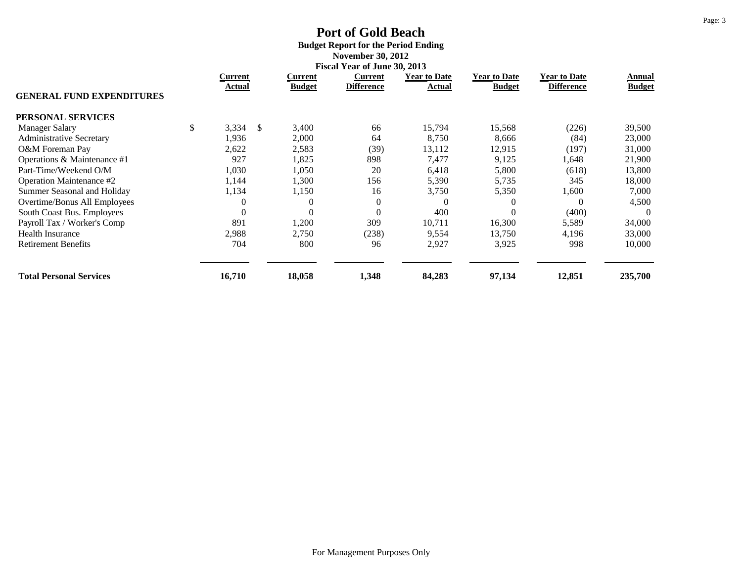# Port of Gold Beach

**Budget Report for the Period Ending**
**November 30, 2012**
**Fiscal Year of June 30, 2013**

| GENERAL FUND EXPENDITURES | Current Actual | Current Budget | Current Difference | Year to Date Actual | Year to Date Budget | Year to Date Difference | Annual Budget |
|---|---|---|---|---|---|---|---|
| **PERSONAL SERVICES** | | | | | | | |
| Manager Salary | $ 3,334 | $ 3,400 | 66 | 15,794 | 15,568 | (226) | 39,500 |
| Administrative Secretary | 1,936 | 2,000 | 64 | 8,750 | 8,666 | (84) | 23,000 |
| O&M Foreman Pay | 2,622 | 2,583 | (39) | 13,112 | 12,915 | (197) | 31,000 |
| Operations & Maintenance #1 | 927 | 1,825 | 898 | 7,477 | 9,125 | 1,648 | 21,900 |
| Part-Time/Weekend O/M | 1,030 | 1,050 | 20 | 6,418 | 5,800 | (618) | 13,800 |
| Operation Maintenance #2 | 1,144 | 1,300 | 156 | 5,390 | 5,735 | 345 | 18,000 |
| Summer Seasonal and Holiday | 1,134 | 1,150 | 16 | 3,750 | 5,350 | 1,600 | 7,000 |
| Overtime/Bonus All Employees | 0 | 0 | 0 | 0 | 0 | 0 | 4,500 |
| South Coast Bus. Employees | 0 | 0 | 0 | 400 | 0 | (400) | 0 |
| Payroll Tax / Worker's Comp | 891 | 1,200 | 309 | 10,711 | 16,300 | 5,589 | 34,000 |
| Health Insurance | 2,988 | 2,750 | (238) | 9,554 | 13,750 | 4,196 | 33,000 |
| Retirement Benefits | 704 | 800 | 96 | 2,927 | 3,925 | 998 | 10,000 |
| **Total Personal Services** | **16,710** | **18,058** | **1,348** | **84,283** | **97,134** | **12,851** | **235,700** |

For Management Purposes Only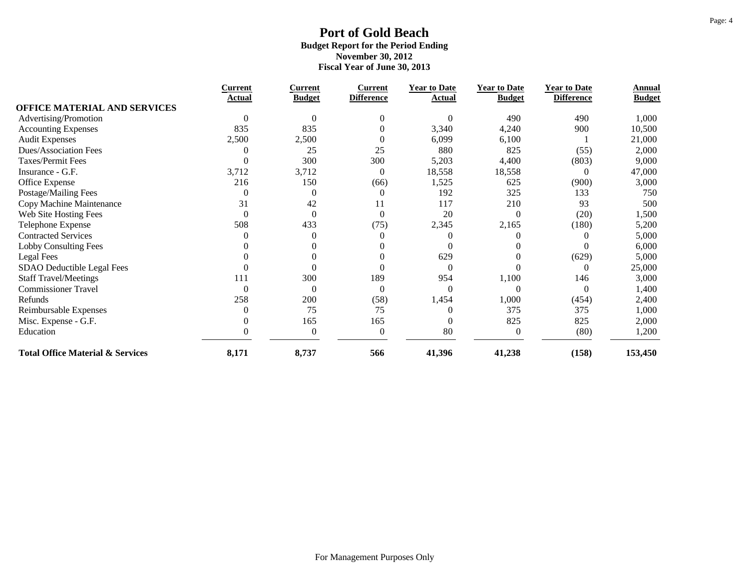# Port of Gold Beach

**Budget Report for the Period Ending**
**November 30, 2012**
**Fiscal Year of June 30, 2013**

| | Current Actual | Current Budget | Current Difference | Year to Date Actual | Year to Date Budget | Year to Date Difference | Annual Budget |
|---|---|---|---|---|---|---|---|
| **OFFICE MATERIAL AND SERVICES** | | | | | | | |
| Advertising/Promotion | 0 | 0 | 0 | 0 | 490 | 490 | 1,000 |
| Accounting Expenses | 835 | 835 | 0 | 3,340 | 4,240 | 900 | 10,500 |
| Audit Expenses | 2,500 | 2,500 | 0 | 6,099 | 6,100 | 1 | 21,000 |
| Dues/Association Fees | 0 | 25 | 25 | 880 | 825 | (55) | 2,000 |
| Taxes/Permit Fees | 0 | 300 | 300 | 5,203 | 4,400 | (803) | 9,000 |
| Insurance - G.F. | 3,712 | 3,712 | 0 | 18,558 | 18,558 | 0 | 47,000 |
| Office Expense | 216 | 150 | (66) | 1,525 | 625 | (900) | 3,000 |
| Postage/Mailing Fees | 0 | 0 | 0 | 192 | 325 | 133 | 750 |
| Copy Machine Maintenance | 31 | 42 | 11 | 117 | 210 | 93 | 500 |
| Web Site Hosting Fees | 0 | 0 | 0 | 20 | 0 | (20) | 1,500 |
| Telephone Expense | 508 | 433 | (75) | 2,345 | 2,165 | (180) | 5,200 |
| Contracted Services | 0 | 0 | 0 | 0 | 0 | 0 | 5,000 |
| Lobby Consulting Fees | 0 | 0 | 0 | 0 | 0 | 0 | 6,000 |
| Legal Fees | 0 | 0 | 0 | 629 | 0 | (629) | 5,000 |
| SDAO Deductible Legal Fees | 0 | 0 | 0 | 0 | 0 | 0 | 25,000 |
| Staff Travel/Meetings | 111 | 300 | 189 | 954 | 1,100 | 146 | 3,000 |
| Commissioner Travel | 0 | 0 | 0 | 0 | 0 | 0 | 1,400 |
| Refunds | 258 | 200 | (58) | 1,454 | 1,000 | (454) | 2,400 |
| Reimbursable Expenses | 0 | 75 | 75 | 0 | 375 | 375 | 1,000 |
| Misc. Expense - G.F. | 0 | 165 | 165 | 0 | 825 | 825 | 2,000 |
| Education | 0 | 0 | 0 | 80 | 0 | (80) | 1,200 |
| **Total Office Material & Services** | **8,171** | **8,737** | **566** | **41,396** | **41,238** | **(158)** | **153,450** |

For Management Purposes Only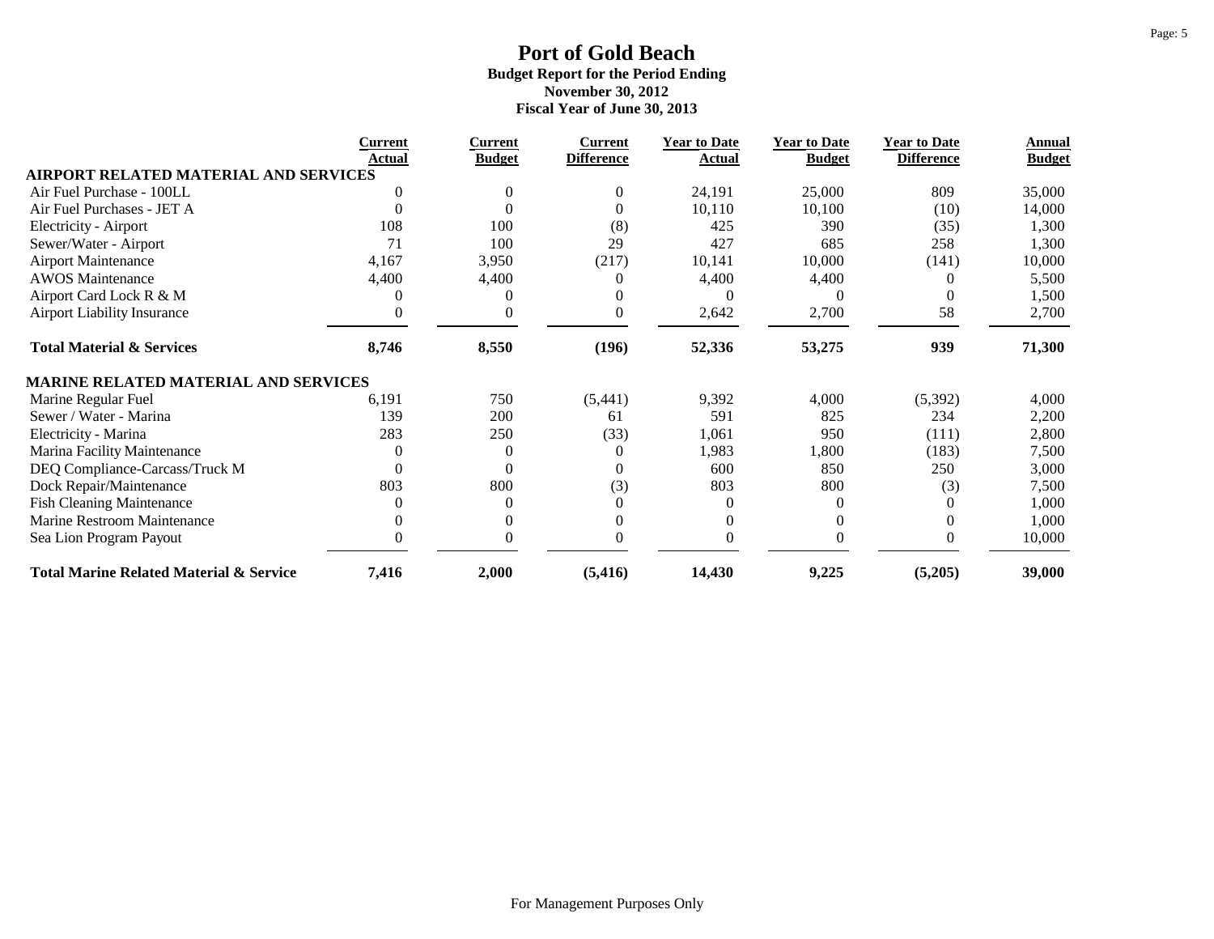# Port of Gold Beach

**Budget Report for the Period Ending**
**November 30, 2012**
**Fiscal Year of June 30, 2013**

| | Current Actual | Current Budget | Current Difference | Year to Date Actual | Year to Date Budget | Year to Date Difference | Annual Budget |
|---|---|---|---|---|---|---|---|
| **AIRPORT RELATED MATERIAL AND SERVICES** | | | | | | | |
| Air Fuel Purchase - 100LL | 0 | 0 | 0 | 24,191 | 25,000 | 809 | 35,000 |
| Air Fuel Purchases - JET A | 0 | 0 | 0 | 10,110 | 10,100 | (10) | 14,000 |
| Electricity - Airport | 108 | 100 | (8) | 425 | 390 | (35) | 1,300 |
| Sewer/Water - Airport | 71 | 100 | 29 | 427 | 685 | 258 | 1,300 |
| Airport Maintenance | 4,167 | 3,950 | (217) | 10,141 | 10,000 | (141) | 10,000 |
| AWOS Maintenance | 4,400 | 4,400 | 0 | 4,400 | 4,400 | 0 | 5,500 |
| Airport Card Lock R & M | 0 | 0 | 0 | 0 | 0 | 0 | 1,500 |
| Airport Liability Insurance | 0 | 0 | 0 | 2,642 | 2,700 | 58 | 2,700 |
| **Total Material & Services** | **8,746** | **8,550** | **(196)** | **52,336** | **53,275** | **939** | **71,300** |
| **MARINE RELATED MATERIAL AND SERVICES** | | | | | | | |
| Marine Regular Fuel | 6,191 | 750 | (5,441) | 9,392 | 4,000 | (5,392) | 4,000 |
| Sewer / Water - Marina | 139 | 200 | 61 | 591 | 825 | 234 | 2,200 |
| Electricity - Marina | 283 | 250 | (33) | 1,061 | 950 | (111) | 2,800 |
| Marina Facility Maintenance | 0 | 0 | 0 | 1,983 | 1,800 | (183) | 7,500 |
| DEQ Compliance-Carcass/Truck M | 0 | 0 | 0 | 600 | 850 | 250 | 3,000 |
| Dock Repair/Maintenance | 803 | 800 | (3) | 803 | 800 | (3) | 7,500 |
| Fish Cleaning Maintenance | 0 | 0 | 0 | 0 | 0 | 0 | 1,000 |
| Marine Restroom Maintenance | 0 | 0 | 0 | 0 | 0 | 0 | 1,000 |
| Sea Lion Program Payout | 0 | 0 | 0 | 0 | 0 | 0 | 10,000 |
| **Total Marine Related Material & Service** | **7,416** | **2,000** | **(5,416)** | **14,430** | **9,225** | **(5,205)** | **39,000** |

For Management Purposes Only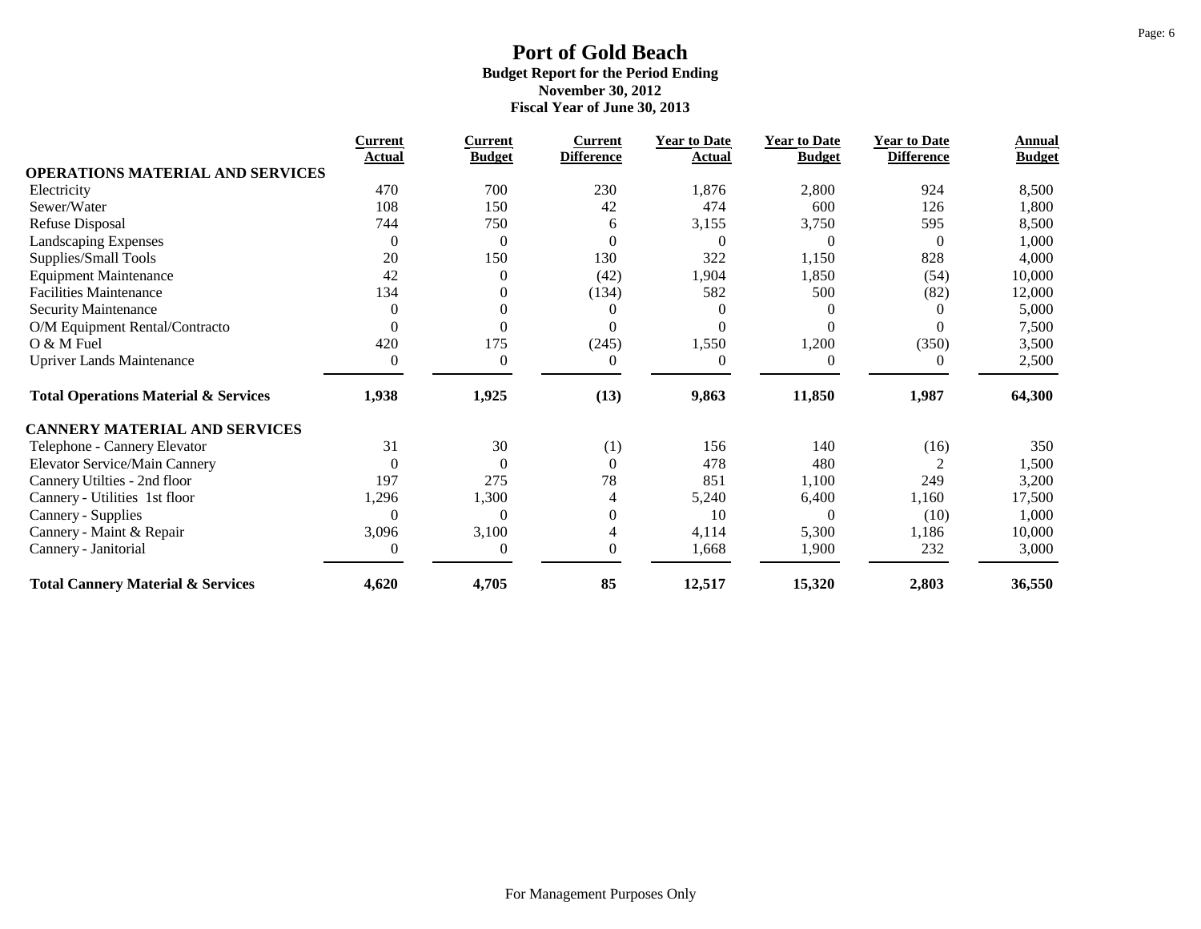# Port of Gold Beach

**Budget Report for the Period Ending**
**November 30, 2012**
**Fiscal Year of June 30, 2013**

| | Current Actual | Current Budget | Current Difference | Year to Date Actual | Year to Date Budget | Year to Date Difference | Annual Budget |
|---|---|---|---|---|---|---|---|
| **OPERATIONS MATERIAL AND SERVICES** | | | | | | | |
| Electricity | 470 | 700 | 230 | 1,876 | 2,800 | 924 | 8,500 |
| Sewer/Water | 108 | 150 | 42 | 474 | 600 | 126 | 1,800 |
| Refuse Disposal | 744 | 750 | 6 | 3,155 | 3,750 | 595 | 8,500 |
| Landscaping Expenses | 0 | 0 | 0 | 0 | 0 | 0 | 1,000 |
| Supplies/Small Tools | 20 | 150 | 130 | 322 | 1,150 | 828 | 4,000 |
| Equipment Maintenance | 42 | 0 | (42) | 1,904 | 1,850 | (54) | 10,000 |
| Facilities Maintenance | 134 | 0 | (134) | 582 | 500 | (82) | 12,000 |
| Security Maintenance | 0 | 0 | 0 | 0 | 0 | 0 | 5,000 |
| O/M Equipment Rental/Contracto | 0 | 0 | 0 | 0 | 0 | 0 | 7,500 |
| O & M Fuel | 420 | 175 | (245) | 1,550 | 1,200 | (350) | 3,500 |
| Upriver Lands Maintenance | 0 | 0 | 0 | 0 | 0 | 0 | 2,500 |
| **Total Operations Material & Services** | **1,938** | **1,925** | **(13)** | **9,863** | **11,850** | **1,987** | **64,300** |
| **CANNERY MATERIAL AND SERVICES** | | | | | | | |
| Telephone - Cannery Elevator | 31 | 30 | (1) | 156 | 140 | (16) | 350 |
| Elevator Service/Main Cannery | 0 | 0 | 0 | 478 | 480 | 2 | 1,500 |
| Cannery Utilties - 2nd floor | 197 | 275 | 78 | 851 | 1,100 | 249 | 3,200 |
| Cannery - Utilities 1st floor | 1,296 | 1,300 | 4 | 5,240 | 6,400 | 1,160 | 17,500 |
| Cannery - Supplies | 0 | 0 | 0 | 10 | 0 | (10) | 1,000 |
| Cannery - Maint & Repair | 3,096 | 3,100 | 4 | 4,114 | 5,300 | 1,186 | 10,000 |
| Cannery - Janitorial | 0 | 0 | 0 | 1,668 | 1,900 | 232 | 3,000 |
| **Total Cannery Material & Services** | **4,620** | **4,705** | **85** | **12,517** | **15,320** | **2,803** | **36,550** |

For Management Purposes Only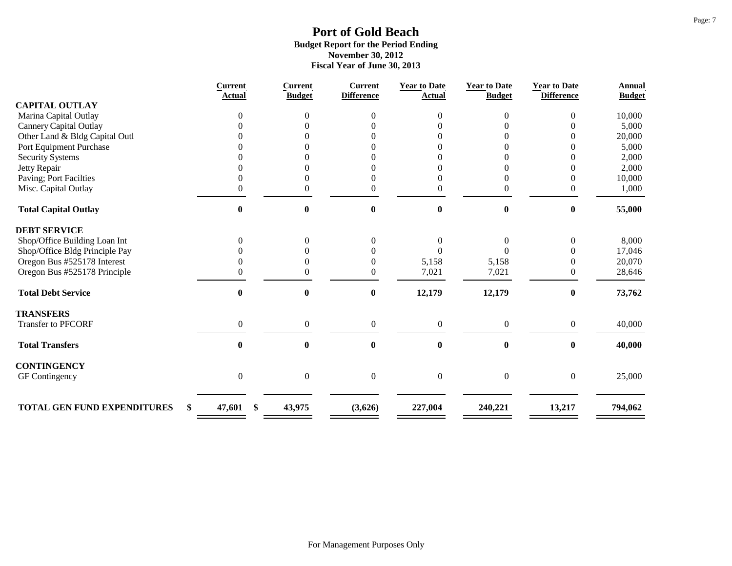# Port of Gold Beach

**Budget Report for the Period Ending**
**November 30, 2012**
**Fiscal Year of June 30, 2013**

| | Current Actual | Current Budget | Current Difference | Year to Date Actual | Year to Date Budget | Year to Date Difference | Annual Budget |
|---|---|---|---|---|---|---|---|
| **CAPITAL OUTLAY** | | | | | | | |
| Marina Capital Outlay | 0 | 0 | 0 | 0 | 0 | 0 | 10,000 |
| Cannery Capital Outlay | 0 | 0 | 0 | 0 | 0 | 0 | 5,000 |
| Other Land & Bldg Capital Outl | 0 | 0 | 0 | 0 | 0 | 0 | 20,000 |
| Port Equipment Purchase | 0 | 0 | 0 | 0 | 0 | 0 | 5,000 |
| Security Systems | 0 | 0 | 0 | 0 | 0 | 0 | 2,000 |
| Jetty Repair | 0 | 0 | 0 | 0 | 0 | 0 | 2,000 |
| Paving; Port Facilties | 0 | 0 | 0 | 0 | 0 | 0 | 10,000 |
| Misc. Capital Outlay | 0 | 0 | 0 | 0 | 0 | 0 | 1,000 |
| **Total Capital Outlay** | **0** | **0** | **0** | **0** | **0** | **0** | **55,000** |
| **DEBT SERVICE** | | | | | | | |
| Shop/Office Building Loan Int | 0 | 0 | 0 | 0 | 0 | 0 | 8,000 |
| Shop/Office Bldg Principle Pay | 0 | 0 | 0 | 0 | 0 | 0 | 17,046 |
| Oregon Bus #525178 Interest | 0 | 0 | 0 | 5,158 | 5,158 | 0 | 20,070 |
| Oregon Bus #525178 Principle | 0 | 0 | 0 | 7,021 | 7,021 | 0 | 28,646 |
| **Total Debt Service** | **0** | **0** | **0** | **12,179** | **12,179** | **0** | **73,762** |
| **TRANSFERS** | | | | | | | |
| Transfer to PFCORF | 0 | 0 | 0 | 0 | 0 | 0 | 40,000 |
| **Total Transfers** | **0** | **0** | **0** | **0** | **0** | **0** | **40,000** |
| **CONTINGENCY** | | | | | | | |
| GF Contingency | 0 | 0 | 0 | 0 | 0 | 0 | 25,000 |
| **TOTAL GEN FUND EXPENDITURES** | **$ 47,601** | **$ 43,975** | **(3,626)** | **227,004** | **240,221** | **13,217** | **794,062** |

For Management Purposes Only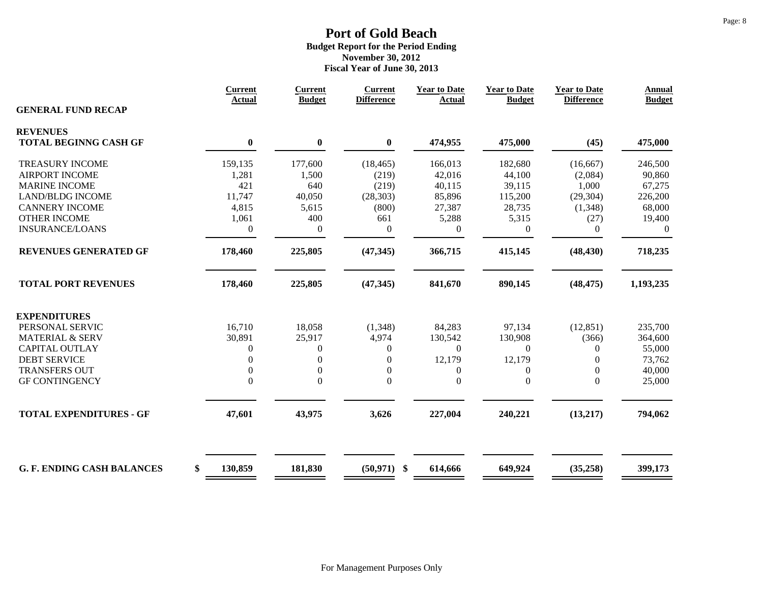# Port of Gold Beach

**Budget Report for the Period Ending**
**November 30, 2012**
**Fiscal Year of June 30, 2013**

| GENERAL FUND RECAP | Current Actual | Current Budget | Current Difference | Year to Date Actual | Year to Date Budget | Year to Date Difference | Annual Budget |
|---|---|---|---|---|---|---|---|
| **REVENUES** | | | | | | | |
| **TOTAL BEGINNG CASH GF** | **0** | **0** | **0** | **474,955** | **475,000** | **(45)** | **475,000** |
| TREASURY INCOME | 159,135 | 177,600 | (18,465) | 166,013 | 182,680 | (16,667) | 246,500 |
| AIRPORT INCOME | 1,281 | 1,500 | (219) | 42,016 | 44,100 | (2,084) | 90,860 |
| MARINE INCOME | 421 | 640 | (219) | 40,115 | 39,115 | 1,000 | 67,275 |
| LAND/BLDG INCOME | 11,747 | 40,050 | (28,303) | 85,896 | 115,200 | (29,304) | 226,200 |
| CANNERY INCOME | 4,815 | 5,615 | (800) | 27,387 | 28,735 | (1,348) | 68,000 |
| OTHER INCOME | 1,061 | 400 | 661 | 5,288 | 5,315 | (27) | 19,400 |
| INSURANCE/LOANS | 0 | 0 | 0 | 0 | 0 | 0 | 0 |
| **REVENUES GENERATED GF** | **178,460** | **225,805** | **(47,345)** | **366,715** | **415,145** | **(48,430)** | **718,235** |
| **TOTAL PORT REVENUES** | **178,460** | **225,805** | **(47,345)** | **841,670** | **890,145** | **(48,475)** | **1,193,235** |
| **EXPENDITURES** | | | | | | | |
| PERSONAL SERVIC | 16,710 | 18,058 | (1,348) | 84,283 | 97,134 | (12,851) | 235,700 |
| MATERIAL & SERV | 30,891 | 25,917 | 4,974 | 130,542 | 130,908 | (366) | 364,600 |
| CAPITAL OUTLAY | 0 | 0 | 0 | 0 | 0 | 0 | 55,000 |
| DEBT SERVICE | 0 | 0 | 0 | 12,179 | 12,179 | 0 | 73,762 |
| TRANSFERS OUT | 0 | 0 | 0 | 0 | 0 | 0 | 40,000 |
| GF CONTINGENCY | 0 | 0 | 0 | 0 | 0 | 0 | 25,000 |
| **TOTAL EXPENDITURES - GF** | **47,601** | **43,975** | **3,626** | **227,004** | **240,221** | **(13,217)** | **794,062** |
| **G. F. ENDING CASH BALANCES** | **$ 130,859** | **181,830** | **(50,971)** | **$ 614,666** | **649,924** | **(35,258)** | **399,173** |

For Management Purposes Only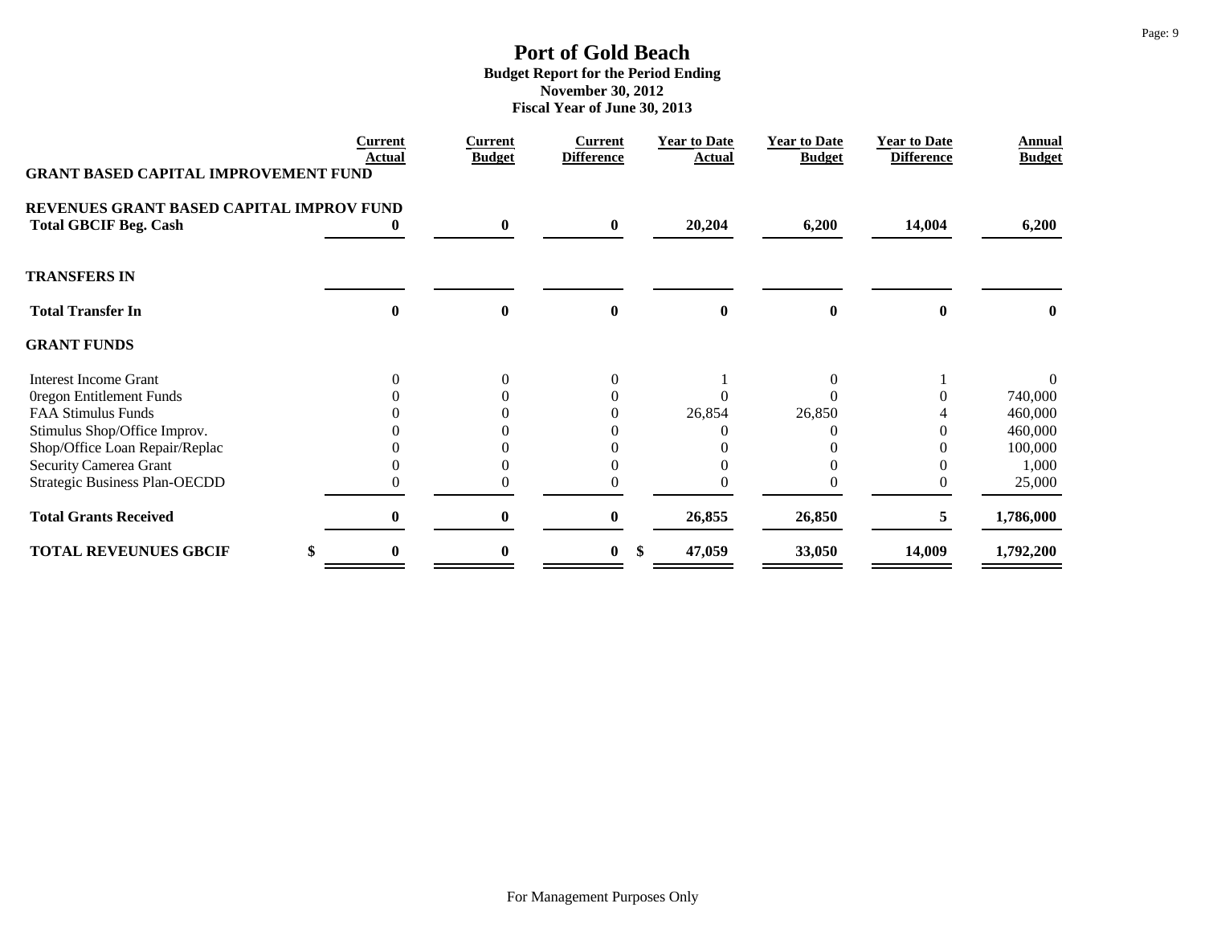# Port of Gold Beach

**Budget Report for the Period Ending**
**November 30, 2012**
**Fiscal Year of June 30, 2013**

| | Current Actual | Current Budget | Current Difference | Year to Date Actual | Year to Date Budget | Year to Date Difference | Annual Budget |
|---|---|---|---|---|---|---|---|
| **GRANT BASED CAPITAL IMPROVEMENT FUND** | | | | | | | |
| **REVENUES GRANT BASED CAPITAL IMPROV FUND** | | | | | | | |
| **Total GBCIF Beg. Cash** | **0** | **0** | **0** | **20,204** | **6,200** | **14,004** | **6,200** |
| **TRANSFERS IN** | | | | | | | |
| **Total Transfer In** | **0** | **0** | **0** | **0** | **0** | **0** | **0** |
| **GRANT FUNDS** | | | | | | | |
| Interest Income Grant | 0 | 0 | 0 | 1 | 0 | 1 | 0 |
| 0regon Entitlement Funds | 0 | 0 | 0 | 0 | 0 | 0 | 740,000 |
| FAA Stimulus Funds | 0 | 0 | 0 | 26,854 | 26,850 | 4 | 460,000 |
| Stimulus Shop/Office Improv. | 0 | 0 | 0 | 0 | 0 | 0 | 460,000 |
| Shop/Office Loan Repair/Replac | 0 | 0 | 0 | 0 | 0 | 0 | 100,000 |
| Security Camerea Grant | 0 | 0 | 0 | 0 | 0 | 0 | 1,000 |
| Strategic Business Plan-OECDD | 0 | 0 | 0 | 0 | 0 | 0 | 25,000 |
| **Total Grants Received** | **0** | **0** | **0** | **26,855** | **26,850** | **5** | **1,786,000** |
| **TOTAL REVEUNUES GBCIF** | **$ 0** | **0** | **0** | **$ 47,059** | **33,050** | **14,009** | **1,792,200** |

For Management Purposes Only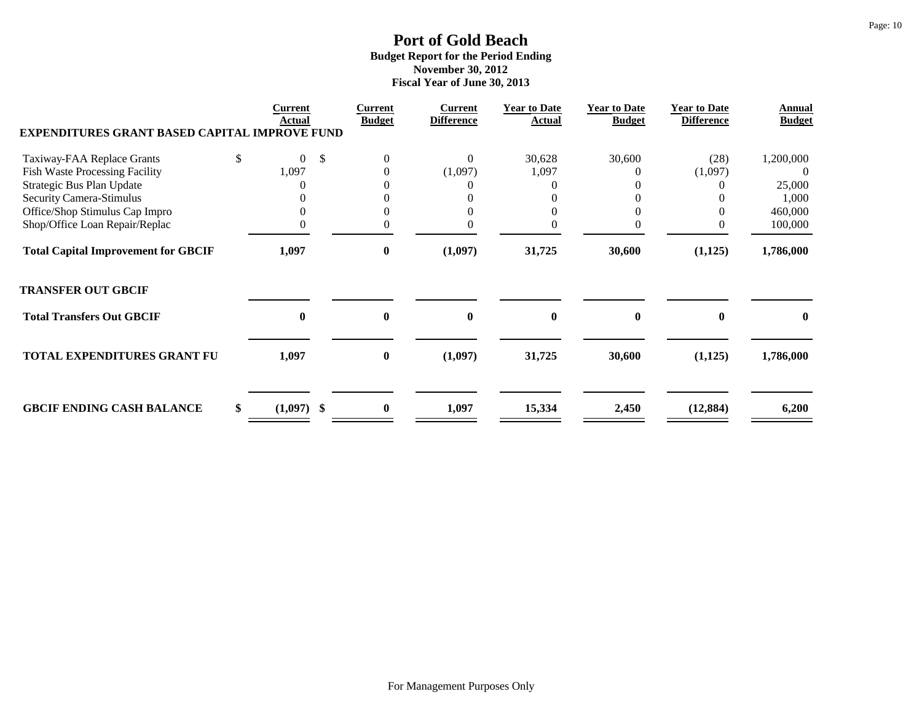# Port of Gold Beach

**Budget Report for the Period Ending**
**November 30, 2012**
**Fiscal Year of June 30, 2013**

| | Current Actual | Current Budget | Current Difference | Year to Date Actual | Year to Date Budget | Year to Date Difference | Annual Budget |
|---|---|---|---|---|---|---|---|
| **EXPENDITURES GRANT BASED CAPITAL IMPROVE FUND** | | | | | | | |
| Taxiway-FAA Replace Grants | $ 0 | $ 0 | 0 | 30,628 | 30,600 | (28) | 1,200,000 |
| Fish Waste Processing Facility | 1,097 | 0 | (1,097) | 1,097 | 0 | (1,097) | 0 |
| Strategic Bus Plan Update | 0 | 0 | 0 | 0 | 0 | 0 | 25,000 |
| Security Camera-Stimulus | 0 | 0 | 0 | 0 | 0 | 0 | 1,000 |
| Office/Shop Stimulus Cap Impro | 0 | 0 | 0 | 0 | 0 | 0 | 460,000 |
| Shop/Office Loan Repair/Replac | 0 | 0 | 0 | 0 | 0 | 0 | 100,000 |
| **Total Capital Improvement for GBCIF** | **1,097** | **0** | **(1,097)** | **31,725** | **30,600** | **(1,125)** | **1,786,000** |
| **TRANSFER OUT GBCIF** | | | | | | | |
| **Total Transfers Out GBCIF** | **0** | **0** | **0** | **0** | **0** | **0** | **0** |
| **TOTAL EXPENDITURES GRANT FU** | **1,097** | **0** | **(1,097)** | **31,725** | **30,600** | **(1,125)** | **1,786,000** |
| **GBCIF ENDING CASH BALANCE** | **$ (1,097)** | **$ 0** | **1,097** | **15,334** | **2,450** | **(12,884)** | **6,200** |

For Management Purposes Only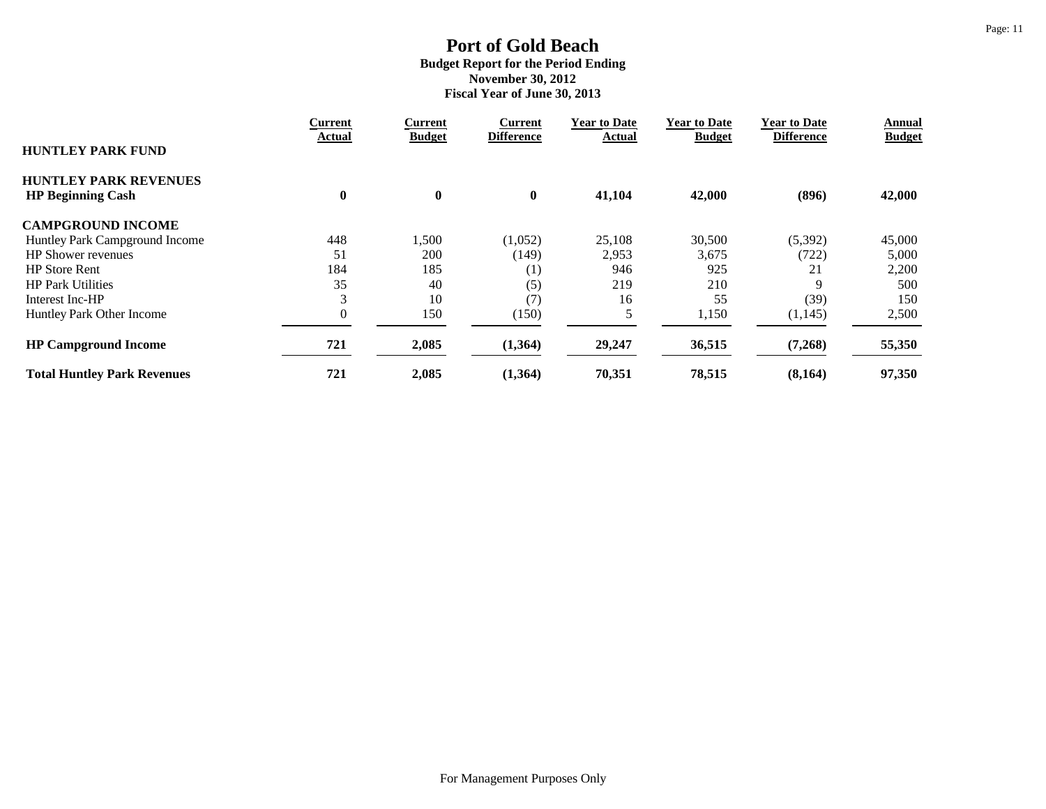# Port of Gold Beach

**Budget Report for the Period Ending**
**November 30, 2012**
**Fiscal Year of June 30, 2013**

| HUNTLEY PARK FUND | Current Actual | Current Budget | Current Difference | Year to Date Actual | Year to Date Budget | Year to Date Difference | Annual Budget |
|---|---|---|---|---|---|---|---|
| **HUNTLEY PARK REVENUES** | | | | | | | |
| **HP Beginning Cash** | **0** | **0** | **0** | **41,104** | **42,000** | **(896)** | **42,000** |
| **CAMPGROUND INCOME** | | | | | | | |
| Huntley Park Campground Income | 448 | 1,500 | (1,052) | 25,108 | 30,500 | (5,392) | 45,000 |
| HP Shower revenues | 51 | 200 | (149) | 2,953 | 3,675 | (722) | 5,000 |
| HP Store Rent | 184 | 185 | (1) | 946 | 925 | 21 | 2,200 |
| HP Park Utilities | 35 | 40 | (5) | 219 | 210 | 9 | 500 |
| Interest Inc-HP | 3 | 10 | (7) | 16 | 55 | (39) | 150 |
| Huntley Park Other Income | 0 | 150 | (150) | 5 | 1,150 | (1,145) | 2,500 |
| **HP Campground Income** | **721** | **2,085** | **(1,364)** | **29,247** | **36,515** | **(7,268)** | **55,350** |
| **Total Huntley Park Revenues** | **721** | **2,085** | **(1,364)** | **70,351** | **78,515** | **(8,164)** | **97,350** |

For Management Purposes Only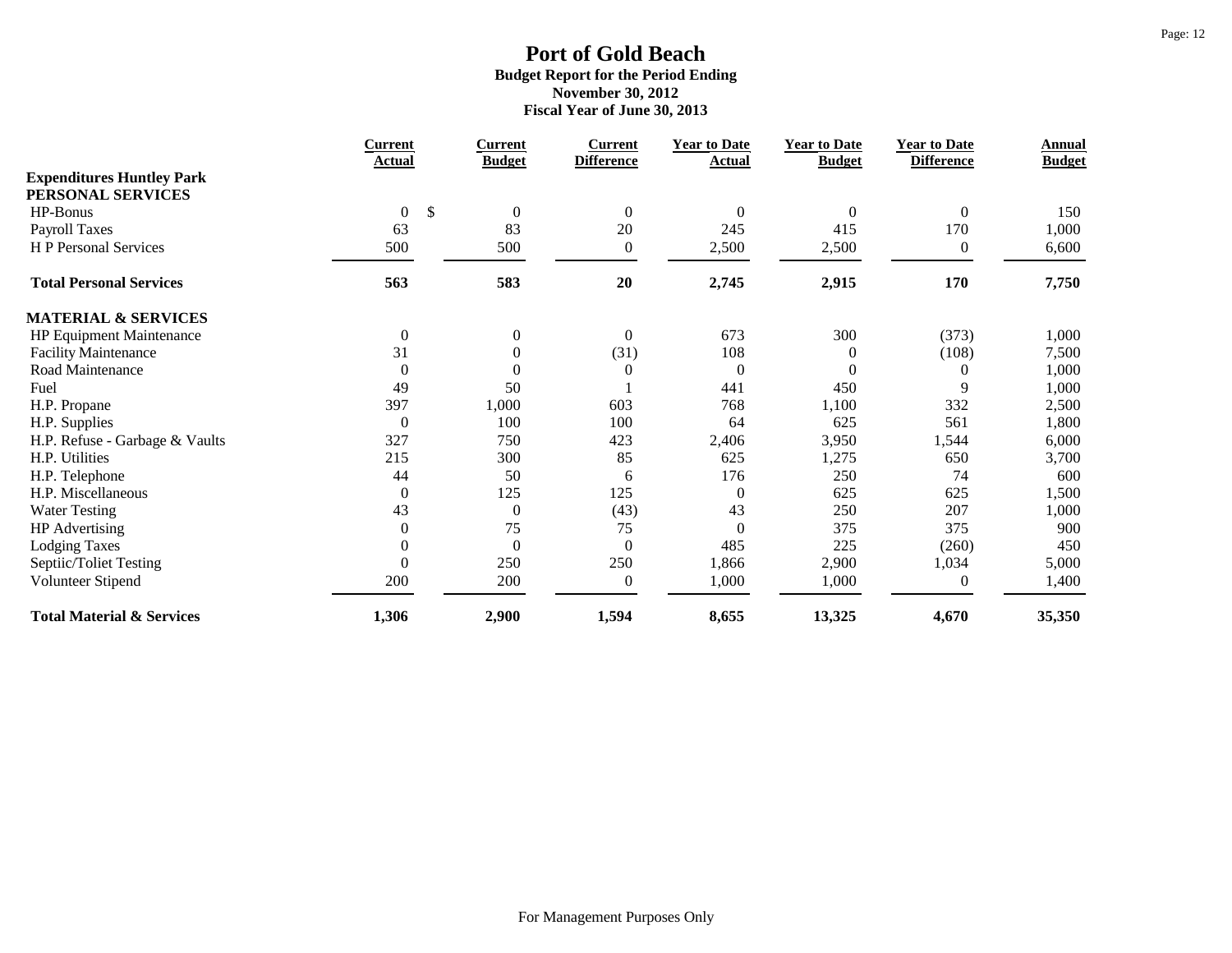# Port of Gold Beach

**Budget Report for the Period Ending**
**November 30, 2012**
**Fiscal Year of June 30, 2013**

| | Current Actual | Current Budget | Current Difference | Year to Date Actual | Year to Date Budget | Year to Date Difference | Annual Budget |
|---|---|---|---|---|---|---|---|
| **Expenditures Huntley Park** | | | | | | | |
| **PERSONAL SERVICES** | | | | | | | |
| HP-Bonus | 0 | $ 0 | 0 | 0 | 0 | 0 | 150 |
| Payroll Taxes | 63 | 83 | 20 | 245 | 415 | 170 | 1,000 |
| H P Personal Services | 500 | 500 | 0 | 2,500 | 2,500 | 0 | 6,600 |
| **Total Personal Services** | **563** | **583** | **20** | **2,745** | **2,915** | **170** | **7,750** |
| **MATERIAL & SERVICES** | | | | | | | |
| HP Equipment Maintenance | 0 | 0 | 0 | 673 | 300 | (373) | 1,000 |
| Facility Maintenance | 31 | 0 | (31) | 108 | 0 | (108) | 7,500 |
| Road Maintenance | 0 | 0 | 0 | 0 | 0 | 0 | 1,000 |
| Fuel | 49 | 50 | 1 | 441 | 450 | 9 | 1,000 |
| H.P. Propane | 397 | 1,000 | 603 | 768 | 1,100 | 332 | 2,500 |
| H.P. Supplies | 0 | 100 | 100 | 64 | 625 | 561 | 1,800 |
| H.P. Refuse - Garbage & Vaults | 327 | 750 | 423 | 2,406 | 3,950 | 1,544 | 6,000 |
| H.P. Utilities | 215 | 300 | 85 | 625 | 1,275 | 650 | 3,700 |
| H.P. Telephone | 44 | 50 | 6 | 176 | 250 | 74 | 600 |
| H.P. Miscellaneous | 0 | 125 | 125 | 0 | 625 | 625 | 1,500 |
| Water Testing | 43 | 0 | (43) | 43 | 250 | 207 | 1,000 |
| HP Advertising | 0 | 75 | 75 | 0 | 375 | 375 | 900 |
| Lodging Taxes | 0 | 0 | 0 | 485 | 225 | (260) | 450 |
| Septiic/Toliet Testing | 0 | 250 | 250 | 1,866 | 2,900 | 1,034 | 5,000 |
| Volunteer Stipend | 200 | 200 | 0 | 1,000 | 1,000 | 0 | 1,400 |
| **Total Material & Services** | **1,306** | **2,900** | **1,594** | **8,655** | **13,325** | **4,670** | **35,350** |

For Management Purposes Only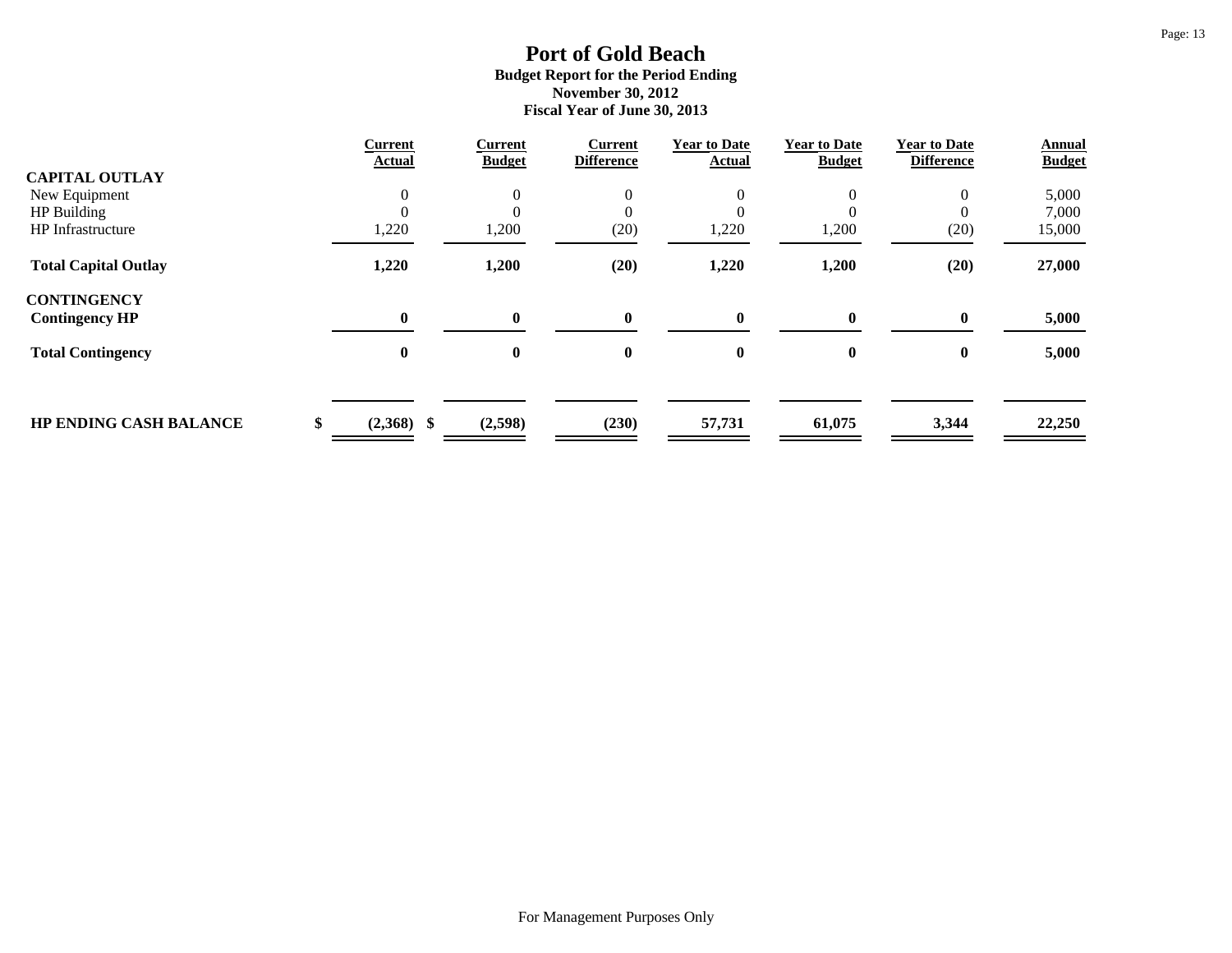# Port of Gold Beach

**Budget Report for the Period Ending**
**November 30, 2012**
**Fiscal Year of June 30, 2013**

| | Current Actual | Current Budget | Current Difference | Year to Date Actual | Year to Date Budget | Year to Date Difference | Annual Budget |
|---|---|---|---|---|---|---|---|
| **CAPITAL OUTLAY** | | | | | | | |
| New Equipment | 0 | 0 | 0 | 0 | 0 | 0 | 5,000 |
| HP Building | 0 | 0 | 0 | 0 | 0 | 0 | 7,000 |
| HP Infrastructure | 1,220 | 1,200 | (20) | 1,220 | 1,200 | (20) | 15,000 |
| **Total Capital Outlay** | **1,220** | **1,200** | **(20)** | **1,220** | **1,200** | **(20)** | **27,000** |
| **CONTINGENCY** | | | | | | | |
| **Contingency HP** | **0** | **0** | **0** | **0** | **0** | **0** | **5,000** |
| **Total Contingency** | **0** | **0** | **0** | **0** | **0** | **0** | **5,000** |
| **HP ENDING CASH BALANCE** | **$ (2,368)** | **$ (2,598)** | **(230)** | **57,731** | **61,075** | **3,344** | **22,250** |

For Management Purposes Only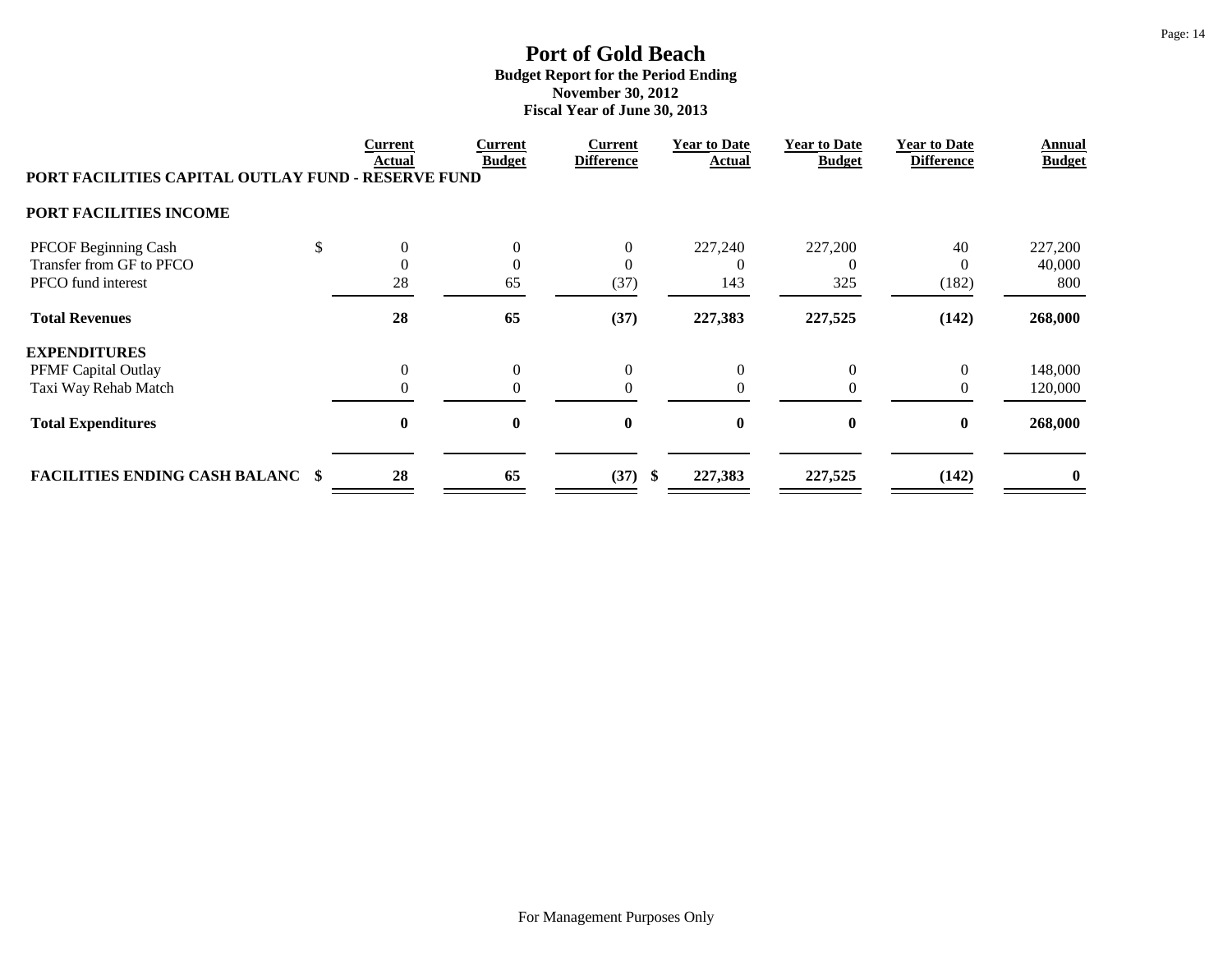# Port of Gold Beach

**Budget Report for the Period Ending**
**November 30, 2012**
**Fiscal Year of June 30, 2013**

| | Current Actual | Current Budget | Current Difference | Year to Date Actual | Year to Date Budget | Year to Date Difference | Annual Budget |
|---|---|---|---|---|---|---|---|
| **PORT FACILITIES CAPITAL OUTLAY FUND - RESERVE FUND** | | | | | | | |
| **PORT FACILITIES INCOME** | | | | | | | |
| PFCOF Beginning Cash | $ 0 | 0 | 0 | 227,240 | 227,200 | 40 | 227,200 |
| Transfer from GF to PFCO | 0 | 0 | 0 | 0 | 0 | 0 | 40,000 |
| PFCO fund interest | 28 | 65 | (37) | 143 | 325 | (182) | 800 |
| **Total Revenues** | **28** | **65** | **(37)** | **227,383** | **227,525** | **(142)** | **268,000** |
| **EXPENDITURES** | | | | | | | |
| PFMF Capital Outlay | 0 | 0 | 0 | 0 | 0 | 0 | 148,000 |
| Taxi Way Rehab Match | 0 | 0 | 0 | 0 | 0 | 0 | 120,000 |
| **Total Expenditures** | **0** | **0** | **0** | **0** | **0** | **0** | **268,000** |
| **FACILITIES ENDING CASH BALANC** | **$ 28** | **65** | **(37)** | **$ 227,383** | **227,525** | **(142)** | **0** |

For Management Purposes Only